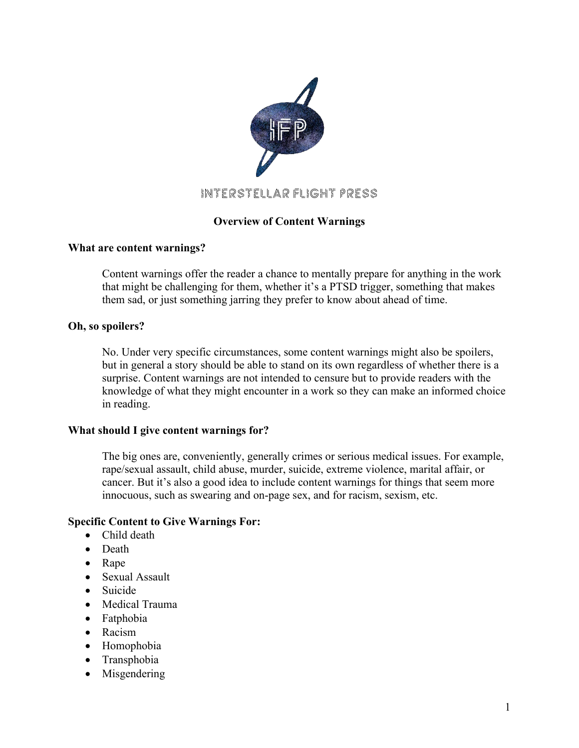INTERSTELLAR FLIGHT PRESS

# Overview of Content Warnings

### What are content warnings?

Content warnings offer the reader a chance to mentally prepare for anything in the work that might be challenging for them, whether it's a PTSD trigger, something that makes them sad, or just something jarring they prefer to know about ahead of time.

### Oh, so spoilers?

No. Under very specific circumstances, some content warnings might also be spoilers, but in general a story should be able to stand on its own regardless of whether there is a surprise. Content warnings are not intended to censure but to provide readers with the knowledge of what they might encounter in a work so they can make an informed choice in reading.

### What should I give content warnings for?

The big ones are, conveniently, generally crimes or serious medical issues. For example, rape/sexual assault, child abuse, murder, suicide, extreme violence, marital affair, or cancer. But it's also a good idea to include content warnings for things that seem more innocuous, such as swearing and on-page sex, and for racism, sexism, etc.

### Specific Content to Give Warnings For:

- Child death
- Death
- Rape
- Sexual Assault
- Suicide
- Medical Trauma
- Fatphobia
- Racism
- Homophobia
- Transphobia
- Misgendering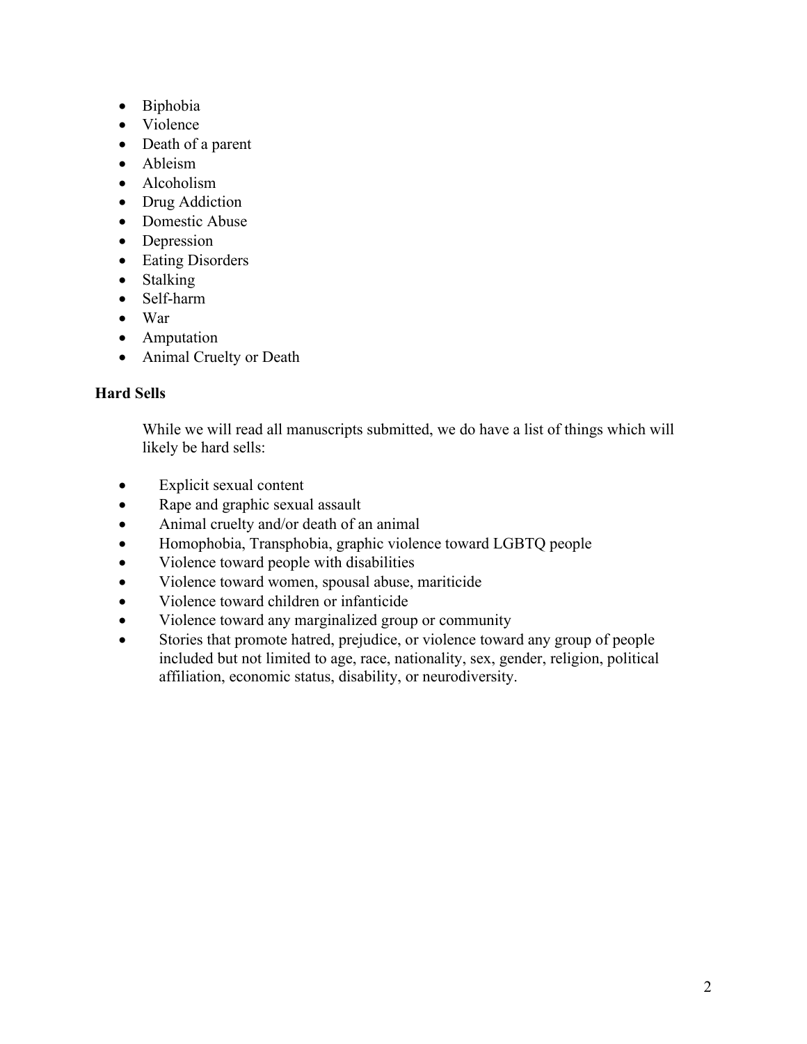- Biphobia
- Violence
- Death of a parent
- Ableism
- Alcoholism
- Drug Addiction
- Domestic Abuse
- Depression
- Eating Disorders
- Stalking
- Self-harm
- War
- Amputation
- Animal Cruelty or Death

**Hard Sells**

While we will read all manuscripts submitted, we do have a list of things which will likely be hard sells:

- Explicit sexual content
- Rape and graphic sexual assault
- Animal cruelty and/or death of an animal
- Homophobia, Transphobia, graphic violence toward LGBTQ people
- Violence toward people with disabilities
- Violence toward women, spousal abuse, mariticide
- Violence toward children or infanticide
- Violence toward any marginalized group or community
- Stories that promote hatred, prejudice, or violence toward any group of people included but not limited to age, race, nationality, sex, gender, religion, political affiliation, economic status, disability, or neurodiversity.